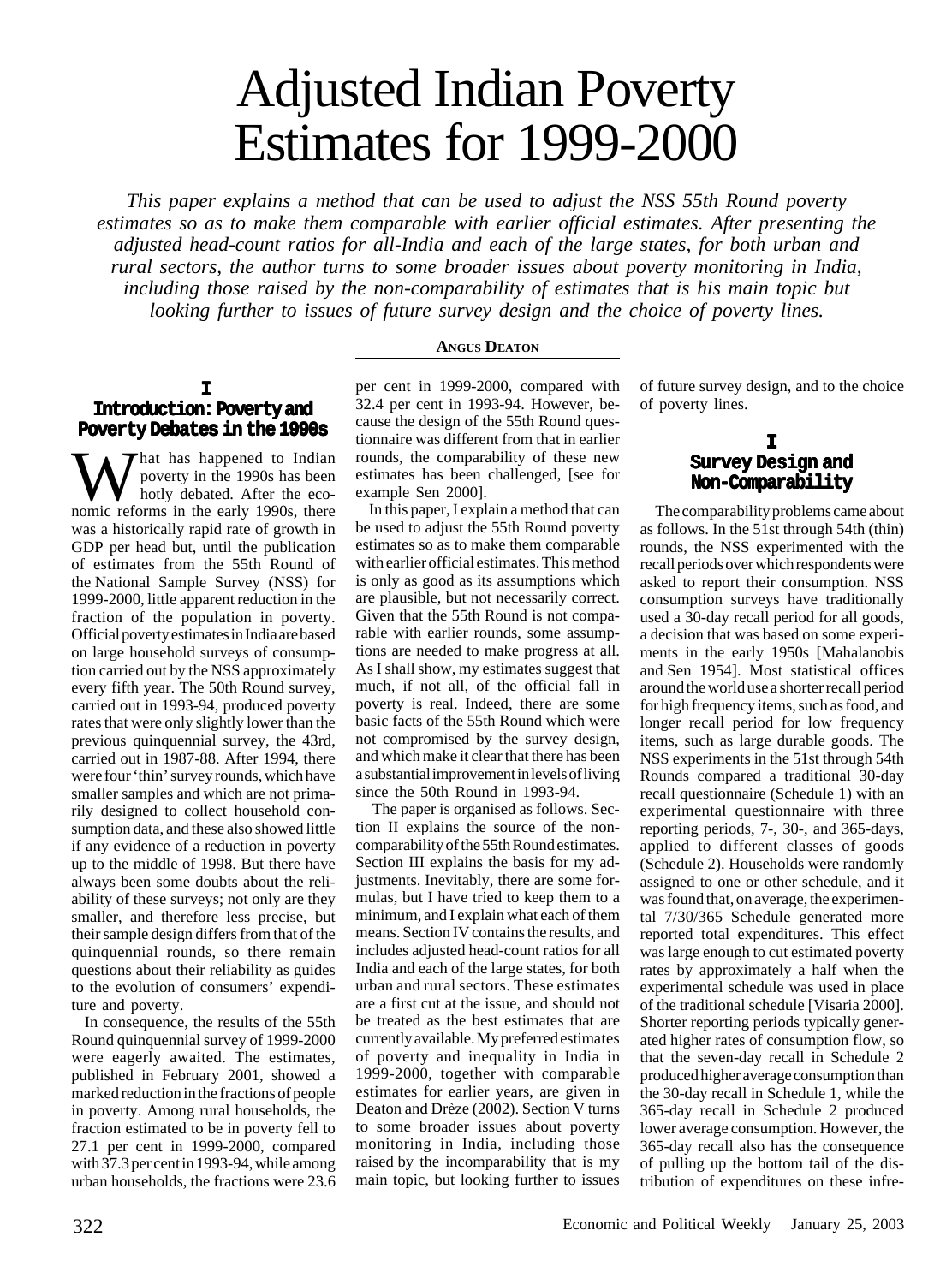# Adjusted Indian Poverty Estimates for 1999-2000

*This paper explains a method that can be used to adjust the NSS 55th Round poverty estimates so as to make them comparable with earlier official estimates. After presenting the adjusted head-count ratios for all-India and each of the large states, for both urban and rural sectors, the author turns to some broader issues about poverty monitoring in India, including those raised by the non-comparability of estimates that is his main topic but looking further to issues of future survey design and the choice of poverty lines.*

**ANGUS DEATON**

## I
## Introduction: Poverty and Poverty Debates in the 1990s

What has happened to Indian poverty in the 1990s has been hotly debated. After the economic reforms in the early 1990s, there was a historically rapid rate of growth in GDP per head but, until the publication of estimates from the 55th Round of the National Sample Survey (NSS) for 1999-2000, little apparent reduction in the fraction of the population in poverty. Official poverty estimates in India are based on large household surveys of consumption carried out by the NSS approximately every fifth year. The 50th Round survey, carried out in 1993-94, produced poverty rates that were only slightly lower than the previous quinquennial survey, the 43rd, carried out in 1987-88. After 1994, there were four 'thin' survey rounds, which have smaller samples and which are not primarily designed to collect household consumption data, and these also showed little if any evidence of a reduction in poverty up to the middle of 1998. But there have always been some doubts about the reliability of these surveys; not only are they smaller, and therefore less precise, but their sample design differs from that of the quinquennial rounds, so there remain questions about their reliability as guides to the evolution of consumers' expenditure and poverty.

In consequence, the results of the 55th Round quinquennial survey of 1999-2000 were eagerly awaited. The estimates, published in February 2001, showed a marked reduction in the fractions of people in poverty. Among rural households, the fraction estimated to be in poverty fell to 27.1 per cent in 1999-2000, compared with 37.3 per cent in 1993-94, while among urban households, the fractions were 23.6 per cent in 1999-2000, compared with 32.4 per cent in 1993-94. However, because the design of the 55th Round questionnaire was different from that in earlier rounds, the comparability of these new estimates has been challenged, [see for example Sen 2000].

In this paper, I explain a method that can be used to adjust the 55th Round poverty estimates so as to make them comparable with earlier official estimates. This method is only as good as its assumptions which are plausible, but not necessarily correct. Given that the 55th Round is not comparable with earlier rounds, some assumptions are needed to make progress at all. As I shall show, my estimates suggest that much, if not all, of the official fall in poverty is real. Indeed, there are some basic facts of the 55th Round which were not compromised by the survey design, and which make it clear that there has been a substantial improvement in levels of living since the 50th Round in 1993-94.

The paper is organised as follows. Section II explains the source of the non-comparability of the 55th Round estimates. Section III explains the basis for my adjustments. Inevitably, there are some formulas, but I have tried to keep them to a minimum, and I explain what each of them means. Section IV contains the results, and includes adjusted head-count ratios for all India and each of the large states, for both urban and rural sectors. These estimates are a first cut at the issue, and should not be treated as the best estimates that are currently available. My preferred estimates of poverty and inequality in India in 1999-2000, together with comparable estimates for earlier years, are given in Deaton and Drèze (2002). Section V turns to some broader issues about poverty monitoring in India, including those raised by the incomparability that is my main topic, but looking further to issues of future survey design, and to the choice of poverty lines.

## I
## Survey Design and Non-Comparability

The comparability problems came about as follows. In the 51st through 54th (thin) rounds, the NSS experimented with the recall periods over which respondents were asked to report their consumption. NSS consumption surveys have traditionally used a 30-day recall period for all goods, a decision that was based on some experiments in the early 1950s [Mahalanobis and Sen 1954]. Most statistical offices around the world use a shorter recall period for high frequency items, such as food, and longer recall period for low frequency items, such as large durable goods. The NSS experiments in the 51st through 54th Rounds compared a traditional 30-day recall questionnaire (Schedule 1) with an experimental questionnaire with three reporting periods, 7-, 30-, and 365-days, applied to different classes of goods (Schedule 2). Households were randomly assigned to one or other schedule, and it was found that, on average, the experimental 7/30/365 Schedule generated more reported total expenditures. This effect was large enough to cut estimated poverty rates by approximately a half when the experimental schedule was used in place of the traditional schedule [Visaria 2000]. Shorter reporting periods typically generated higher rates of consumption flow, so that the seven-day recall in Schedule 2 produced higher average consumption than the 30-day recall in Schedule 1, while the 365-day recall in Schedule 2 produced lower average consumption. However, the 365-day recall also has the consequence of pulling up the bottom tail of the distribution of expenditures on these infre-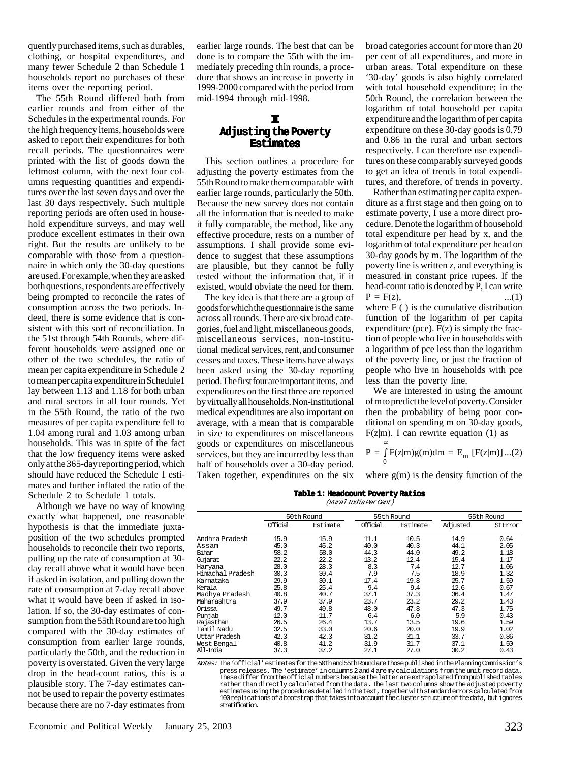quently purchased items, such as durables, clothing, or hospital expenditures, and many fewer Schedule 2 than Schedule 1 households report no purchases of these items over the reporting period.

The 55th Round differed both from earlier rounds and from either of the Schedules in the experimental rounds. For the high frequency items, households were asked to report their expenditures for both recall periods. The questionnaires were printed with the list of goods down the leftmost column, with the next four columns requesting quantities and expenditures over the last seven days and over the last 30 days respectively. Such multiple reporting periods are often used in household expenditure surveys, and may well produce excellent estimates in their own right. But the results are unlikely to be comparable with those from a questionnaire in which only the 30-day questions are used. For example, when they are asked both questions, respondents are effectively being prompted to reconcile the rates of consumption across the two periods. Indeed, there is some evidence that is consistent with this sort of reconciliation. In the 51st through 54th Rounds, where different households were assigned one or other of the two schedules, the ratio of mean per capita expenditure in Schedule 2 to mean per capita expenditure in Schedule1 lay between 1.13 and 1.18 for both urban and rural sectors in all four rounds. Yet in the 55th Round, the ratio of the two measures of per capita expenditure fell to 1.04 among rural and 1.03 among urban households. This was in spite of the fact that the low frequency items were asked only at the 365-day reporting period, which should have reduced the Schedule 1 estimates and further inflated the ratio of the Schedule 2 to Schedule 1 totals.

Although we have no way of knowing exactly what happened, one reasonable hypothesis is that the immediate juxtaposition of the two schedules prompted households to reconcile their two reports, pulling up the rate of consumption at 30-day recall above what it would have been if asked in isolation, and pulling down the rate of consumption at 7-day recall above what it would have been if asked in isolation. If so, the 30-day estimates of consumption from the 55th Round are too high compared with the 30-day estimates of consumption from earlier large rounds, particularly the 50th, and the reduction in poverty is overstated. Given the very large drop in the head-count ratios, this is a plausible story. The 7-day estimates cannot be used to repair the poverty estimates because there are no 7-day estimates from earlier large rounds. The best that can be done is to compare the 55th with the immediately preceding thin rounds, a procedure that shows an increase in poverty in 1999-2000 compared with the period from mid-1994 through mid-1998.

## I
## Adjusting the Poverty Estimates

This section outlines a procedure for adjusting the poverty estimates from the 55th Round to make them comparable with earlier large rounds, particularly the 50th. Because the new survey does not contain all the information that is needed to make it fully comparable, the method, like any effective procedure, rests on a number of assumptions. I shall provide some evidence to suggest that these assumptions are plausible, but they cannot be fully tested without the information that, if it existed, would obviate the need for them.

The key idea is that there are a group of goods for which the questionnaire is the same across all rounds. There are six broad categories, fuel and light, miscellaneous goods, miscellaneous services, non-institutional medical services, rent, and consumer cesses and taxes. These items have always been asked using the 30-day reporting period. The first four are important items, and expenditures on the first three are reported by virtually all households. Non-institutional medical expenditures are also important on average, with a mean that is comparable in size to expenditures on miscellaneous goods or expenditures on miscellaneous services, but they are incurred by less than half of households over a 30-day period. Taken together, expenditures on the six broad categories account for more than 20 per cent of all expenditures, and more in urban areas. Total expenditure on these '30-day' goods is also highly correlated with total household expenditure; in the 50th Round, the correlation between the logarithm of total household per capita expenditure and the logarithm of per capita expenditure on these 30-day goods is 0.79 and 0.86 in the rural and urban sectors respectively. I can therefore use expenditures on these comparably surveyed goods to get an idea of trends in total expenditures, and therefore, of trends in poverty.

Rather than estimating per capita expenditure as a first stage and then going on to estimate poverty, I use a more direct procedure. Denote the logarithm of household total expenditure per head by x, and the logarithm of total expenditure per head on 30-day goods by m. The logarithm of the poverty line is written z, and everything is measured in constant price rupees. If the head-count ratio is denoted by P, I can write

$$P = F(z), \qquad ...(1)$$

where F ( ) is the cumulative distribution function of the logarithm of per capita expenditure (pce). F(z) is simply the fraction of people who live in households with a logarithm of pce less than the logarithm of the poverty line, or just the fraction of people who live in households with pce less than the poverty line.

We are interested in using the amount of m to predict the level of poverty. Consider then the probability of being poor conditional on spending m on 30-day goods, F(z|m). I can rewrite equation (1) as

$$P = \int_0^\infty F(z|m)g(m)dm = E_m\,[F(z|m)] \qquad ...(2)$$

where g(m) is the density function of the

**Table 1: Headcount Poverty Ratios**
*(Rural India Per Cent)*

| | 50th Round | | 55th Round | | 55th Round | |
|---|---|---|---|---|---|---|
| | Official | Estimate | Official | Estimate | Adjusted | St Error |
| Andhra Pradesh | 15.9 | 15.9 | 11.1 | 10.5 | 14.9 | 0.64 |
| Assam | 45.0 | 45.2 | 40.0 | 40.3 | 44.1 | 2.05 |
| Bihar | 58.2 | 58.0 | 44.3 | 44.0 | 49.2 | 1.18 |
| Gujarat | 22.2 | 22.2 | 13.2 | 12.4 | 15.4 | 1.17 |
| Haryana | 28.0 | 28.3 | 8.3 | 7.4 | 12.7 | 1.06 |
| Himachal Pradesh | 30.3 | 30.4 | 7.9 | 7.5 | 18.9 | 1.32 |
| Karnataka | 29.9 | 30.1 | 17.4 | 19.8 | 25.7 | 1.59 |
| Kerala | 25.8 | 25.4 | 9.4 | 9.4 | 12.6 | 0.67 |
| Madhya Pradesh | 40.8 | 40.7 | 37.1 | 37.3 | 36.4 | 1.47 |
| Maharashtra | 37.9 | 37.9 | 23.7 | 23.2 | 29.2 | 1.43 |
| Orissa | 49.7 | 49.8 | 48.0 | 47.8 | 47.3 | 1.75 |
| Punjab | 12.0 | 11.7 | 6.4 | 6.0 | 5.9 | 0.43 |
| Rajasthan | 26.5 | 26.4 | 13.7 | 13.5 | 19.6 | 1.59 |
| Tamil Nadu | 32.5 | 33.0 | 20.6 | 20.0 | 19.9 | 1.02 |
| Uttar Pradesh | 42.3 | 42.3 | 31.2 | 31.1 | 33.7 | 0.86 |
| West Bengal | 40.8 | 41.2 | 31.9 | 31.7 | 37.1 | 1.50 |
| All-India | 37.3 | 37.2 | 27.1 | 27.0 | 30.2 | 0.43 |

*Notes:* The 'official' estimates for the 50th and 55th Round are those published in the Planning Commission's press releases. The 'estimate' in columns 2 and 4 are my calculations from the unit record data. These differ from the official numbers because the latter are extrapolated from published tables rather than directly calculated from the data. The last two columns show the adjusted poverty estimates using the procedures detailed in the text, together with standard errors calculated from 100 replications of a bootstrap that takes into account the cluster structure of the data, but ignores stratification.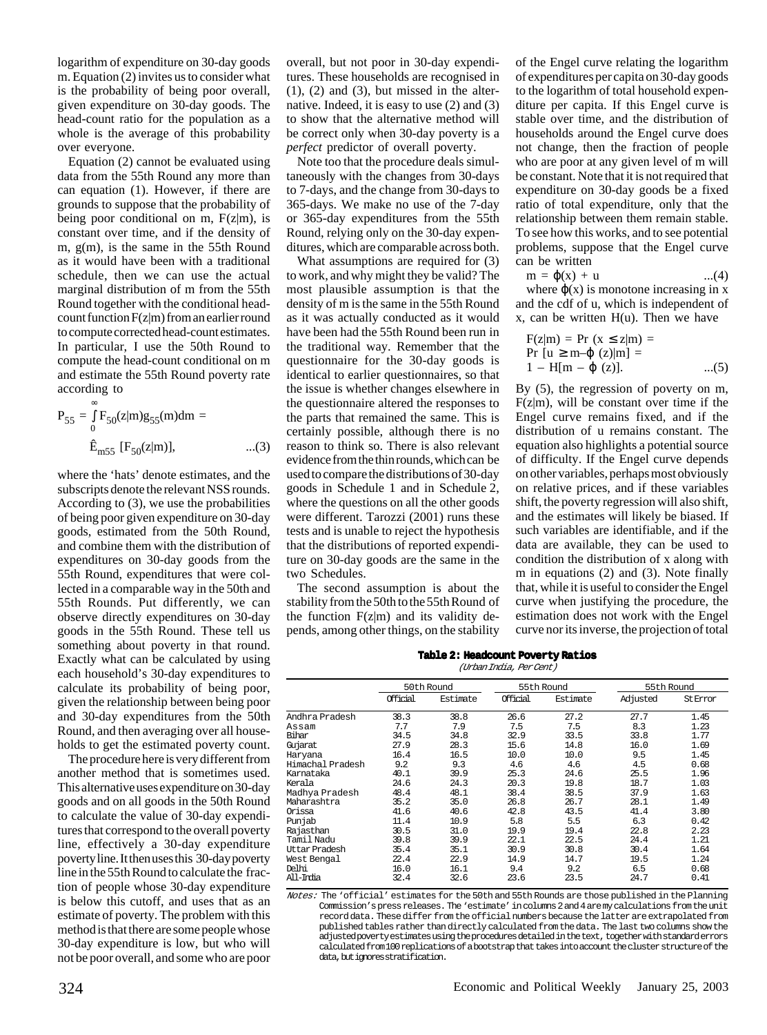logarithm of expenditure on 30-day goods m. Equation (2) invites us to consider what is the probability of being poor overall, given expenditure on 30-day goods. The head-count ratio for the population as a whole is the average of this probability over everyone.

Equation (2) cannot be evaluated using data from the 55th Round any more than can equation (1). However, if there are grounds to suppose that the probability of being poor conditional on m, F(z|m), is constant over time, and if the density of m, g(m), is the same in the 55th Round as it would have been with a traditional schedule, then we can use the actual marginal distribution of m from the 55th Round together with the conditional head-count function F(z|m) from an earlier round to compute corrected head-count estimates. In particular, I use the 50th Round to compute the head-count conditional on m and estimate the 55th Round poverty rate according to

$$P_{55} = \int_0^\infty F_{50}(z|m)g_{55}(m)dm = \hat{E}_{m55}\,[F_{50}(z|m)], \qquad \text{...(3)}$$

where the 'hats' denote estimates, and the subscripts denote the relevant NSS rounds. According to (3), we use the probabilities of being poor given expenditure on 30-day goods, estimated from the 50th Round, and combine them with the distribution of expenditures on 30-day goods from the 55th Round, expenditures that were collected in a comparable way in the 50th and 55th Rounds. Put differently, we can observe directly expenditures on 30-day goods in the 55th Round. These tell us something about poverty in that round. Exactly what can be calculated by using each household's 30-day expenditures to calculate its probability of being poor, given the relationship between being poor and 30-day expenditures from the 50th Round, and then averaging over all households to get the estimated poverty count.

The procedure here is very different from another method that is sometimes used. This alternative uses expenditure on 30-day goods and on all goods in the 50th Round to calculate the value of 30-day expenditures that correspond to the overall poverty line, effectively a 30-day expenditure poverty line. It then uses this 30-day poverty line in the 55th Round to calculate the fraction of people whose 30-day expenditure is below this cutoff, and uses that as an estimate of poverty. The problem with this method is that there are some people whose 30-day expenditure is low, but who will not be poor overall, and some who are poor overall, but not poor in 30-day expenditures. These households are recognised in (1), (2) and (3), but missed in the alternative. Indeed, it is easy to use (2) and (3) to show that the alternative method will be correct only when 30-day poverty is a *perfect* predictor of overall poverty.

Note too that the procedure deals simultaneously with the changes from 30-days to 7-days, and the change from 30-days to 365-days. We make no use of the 7-day or 365-day expenditures from the 55th Round, relying only on the 30-day expenditures, which are comparable across both.

What assumptions are required for (3) to work, and why might they be valid? The most plausible assumption is that the density of m is the same in the 55th Round as it was actually conducted as it would have been had the 55th Round been run in the traditional way. Remember that the questionnaire for the 30-day goods is identical to earlier questionnaires, so that the issue is whether changes elsewhere in the questionnaire altered the responses to the parts that remained the same. This is certainly possible, although there is no reason to think so. There is also relevant evidence from the thin rounds, which can be used to compare the distributions of 30-day goods in Schedule 1 and in Schedule 2, where the questions on all the other goods were different. Tarozzi (2001) runs these tests and is unable to reject the hypothesis that the distributions of reported expenditure on 30-day goods are the same in the two Schedules.

The second assumption is about the stability from the 50th to the 55th Round of the function F(z|m) and its validity depends, among other things, on the stability of the Engel curve relating the logarithm of expenditures per capita on 30-day goods to the logarithm of total household expenditure per capita. If this Engel curve is stable over time, and the distribution of households around the Engel curve does not change, then the fraction of people who are poor at any given level of m will be constant. Note that it is not required that expenditure on 30-day goods be a fixed ratio of total expenditure, only that the relationship between them remain stable. To see how this works, and to see potential problems, suppose that the Engel curve can be written

$$m = \varphi(x) + u \qquad \text{...(4)}$$

where $\varphi(x)$ is monotone increasing in x and the cdf of u, which is independent of x, can be written H(u). Then we have

$$F(z|m) = \Pr(x \le z|m) = \Pr[u \ge m - \varphi(z)|m] = 1 - H[m - \varphi(z)]. \qquad \text{...(5)}$$

By (5), the regression of poverty on m, F(z|m), will be constant over time if the Engel curve remains fixed, and if the distribution of u remains constant. The equation also highlights a potential source of difficulty. If the Engel curve depends on other variables, perhaps most obviously on relative prices, and if these variables shift, the poverty regression will also shift, and the estimates will likely be biased. If such variables are identifiable, and if the data are available, they can be used to condition the distribution of x along with m in equations (2) and (3). Note finally that, while it is useful to consider the Engel curve when justifying the procedure, the estimation does not work with the Engel curve nor its inverse, the projection of total

**Table 2: Headcount Poverty Ratios**

*(Urban India, Per Cent)*

| | 50th Round | | 55th Round | | 55th Round | |
|---|---|---|---|---|---|---|
| | Official | Estimate | Official | Estimate | Adjusted | St Error |
| Andhra Pradesh | 38.3 | 38.8 | 26.6 | 27.2 | 27.7 | 1.45 |
| Assam | 7.7 | 7.9 | 7.5 | 7.5 | 8.3 | 1.23 |
| Bihar | 34.5 | 34.8 | 32.9 | 33.5 | 33.8 | 1.77 |
| Gujarat | 27.9 | 28.3 | 15.6 | 14.8 | 16.0 | 1.69 |
| Haryana | 16.4 | 16.5 | 10.0 | 10.0 | 9.5 | 1.45 |
| Himachal Pradesh | 9.2 | 9.3 | 4.6 | 4.6 | 4.5 | 0.68 |
| Karnataka | 40.1 | 39.9 | 25.3 | 24.6 | 25.5 | 1.96 |
| Kerala | 24.6 | 24.3 | 20.3 | 19.8 | 18.7 | 1.03 |
| Madhya Pradesh | 48.4 | 48.1 | 38.4 | 38.5 | 37.9 | 1.63 |
| Maharashtra | 35.2 | 35.0 | 26.8 | 26.7 | 28.1 | 1.49 |
| Orissa | 41.6 | 40.6 | 42.8 | 43.5 | 41.4 | 3.80 |
| Punjab | 11.4 | 10.9 | 5.8 | 5.5 | 6.3 | 0.42 |
| Rajasthan | 30.5 | 31.0 | 19.9 | 19.4 | 22.8 | 2.23 |
| Tamil Nadu | 39.8 | 39.9 | 22.1 | 22.5 | 24.4 | 1.21 |
| Uttar Pradesh | 35.4 | 35.1 | 30.9 | 30.8 | 30.4 | 1.64 |
| West Bengal | 22.4 | 22.9 | 14.9 | 14.7 | 19.5 | 1.24 |
| Delhi | 16.0 | 16.1 | 9.4 | 9.2 | 6.5 | 0.68 |
| All-India | 32.4 | 32.6 | 23.6 | 23.5 | 24.7 | 0.41 |

*Notes:* The 'official' estimates for the 50th and 55th Rounds are those published in the Planning Commission's press releases. The 'estimate' in columns 2 and 4 are my calculations from the unit record data. These differ from the official numbers because the latter are extrapolated from published tables rather than directly calculated from the data. The last two columns show the adjusted poverty estimates using the procedures detailed in the text, together with standard errors calculated from 100 replications of a bootstrap that takes into account the cluster structure of the data, but ignores stratification.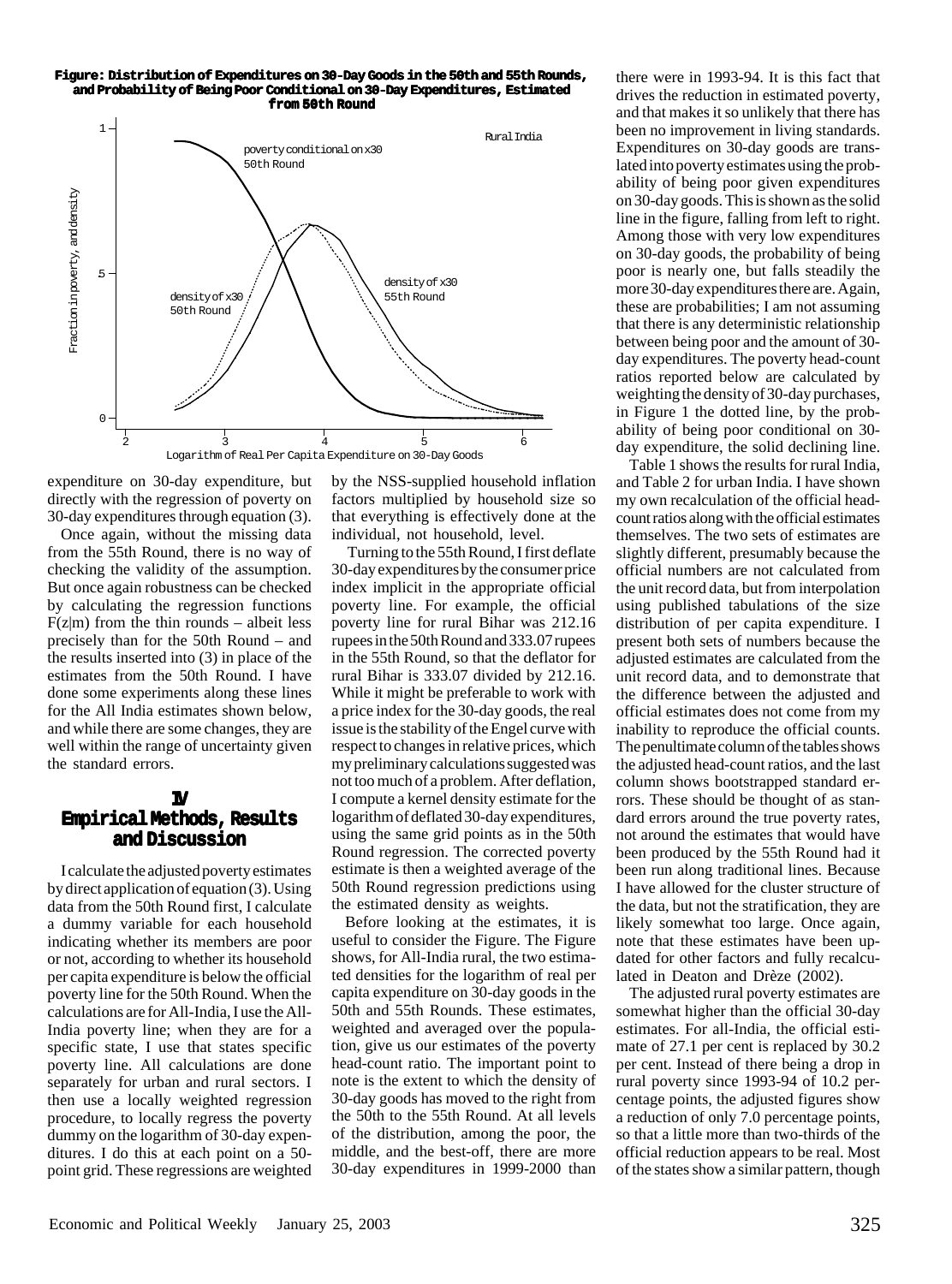**Figure: Distribution of Expenditures on 30-Day Goods in the 50th and 55th Rounds, and Probability of Being Poor Conditional on 30-Day Expenditures, Estimated from 50th Round**

expenditure on 30-day expenditure, but directly with the regression of poverty on 30-day expenditures through equation (3).

Once again, without the missing data from the 55th Round, there is no way of checking the validity of the assumption. But once again robustness can be checked by calculating the regression functions $F(z|m)$ from the thin rounds – albeit less precisely than for the 50th Round – and the results inserted into (3) in place of the estimates from the 50th Round. I have done some experiments along these lines for the All India estimates shown below, and while there are some changes, they are well within the range of uncertainty given the standard errors.

## IV Empirical Methods, Results and Discussion

I calculate the adjusted poverty estimates by direct application of equation (3). Using data from the 50th Round first, I calculate a dummy variable for each household indicating whether its members are poor or not, according to whether its household per capita expenditure is below the official poverty line for the 50th Round. When the calculations are for All-India, I use the All-India poverty line; when they are for a specific state, I use that states specific poverty line. All calculations are done separately for urban and rural sectors. I then use a locally weighted regression procedure, to locally regress the poverty dummy on the logarithm of 30-day expenditures. I do this at each point on a 50-point grid. These regressions are weighted by the NSS-supplied household inflation factors multiplied by household size so that everything is effectively done at the individual, not household, level.

Turning to the 55th Round, I first deflate 30-day expenditures by the consumer price index implicit in the appropriate official poverty line. For example, the official poverty line for rural Bihar was 212.16 rupees in the 50th Round and 333.07 rupees in the 55th Round, so that the deflator for rural Bihar is 333.07 divided by 212.16. While it might be preferable to work with a price index for the 30-day goods, the real issue is the stability of the Engel curve with respect to changes in relative prices, which my preliminary calculations suggested was not too much of a problem. After deflation, I compute a kernel density estimate for the logarithm of deflated 30-day expenditures, using the same grid points as in the 50th Round regression. The corrected poverty estimate is then a weighted average of the 50th Round regression predictions using the estimated density as weights.

Before looking at the estimates, it is useful to consider the Figure. The Figure shows, for All-India rural, the two estimated densities for the logarithm of real per capita expenditure on 30-day goods in the 50th and 55th Rounds. These estimates, weighted and averaged over the population, give us our estimates of the poverty head-count ratio. The important point to note is the extent to which the density of 30-day goods has moved to the right from the 50th to the 55th Round. At all levels of the distribution, among the poor, the middle, and the best-off, there are more 30-day expenditures in 1999-2000 than there were in 1993-94. It is this fact that drives the reduction in estimated poverty, and that makes it so unlikely that there has been no improvement in living standards. Expenditures on 30-day goods are translated into poverty estimates using the probability of being poor given expenditures on 30-day goods. This is shown as the solid line in the figure, falling from left to right. Among those with very low expenditures on 30-day goods, the probability of being poor is nearly one, but falls steadily the more 30-day expenditures there are. Again, these are probabilities; I am not assuming that there is any deterministic relationship between being poor and the amount of 30-day expenditures. The poverty head-count ratios reported below are calculated by weighting the density of 30-day purchases, in Figure 1 the dotted line, by the probability of being poor conditional on 30-day expenditure, the solid declining line.

Table 1 shows the results for rural India, and Table 2 for urban India. I have shown my own recalculation of the official head-count ratios along with the official estimates themselves. The two sets of estimates are slightly different, presumably because the official numbers are not calculated from the unit record data, but from interpolation using published tabulations of the size distribution of per capita expenditure. I present both sets of numbers because the adjusted estimates are calculated from the unit record data, and to demonstrate that the difference between the adjusted and official estimates does not come from my inability to reproduce the official counts. The penultimate column of the tables shows the adjusted head-count ratios, and the last column shows bootstrapped standard errors. These should be thought of as standard errors around the true poverty rates, not around the estimates that would have been produced by the 55th Round had it been run along traditional lines. Because I have allowed for the cluster structure of the data, but not the stratification, they are likely somewhat too large. Once again, note that these estimates have been updated for other factors and fully recalculated in Deaton and Drèze (2002).

The adjusted rural poverty estimates are somewhat higher than the official 30-day estimates. For all-India, the official estimate of 27.1 per cent is replaced by 30.2 per cent. Instead of there being a drop in rural poverty since 1993-94 of 10.2 percentage points, the adjusted figures show a reduction of only 7.0 percentage points, so that a little more than two-thirds of the official reduction appears to be real. Most of the states show a similar pattern, though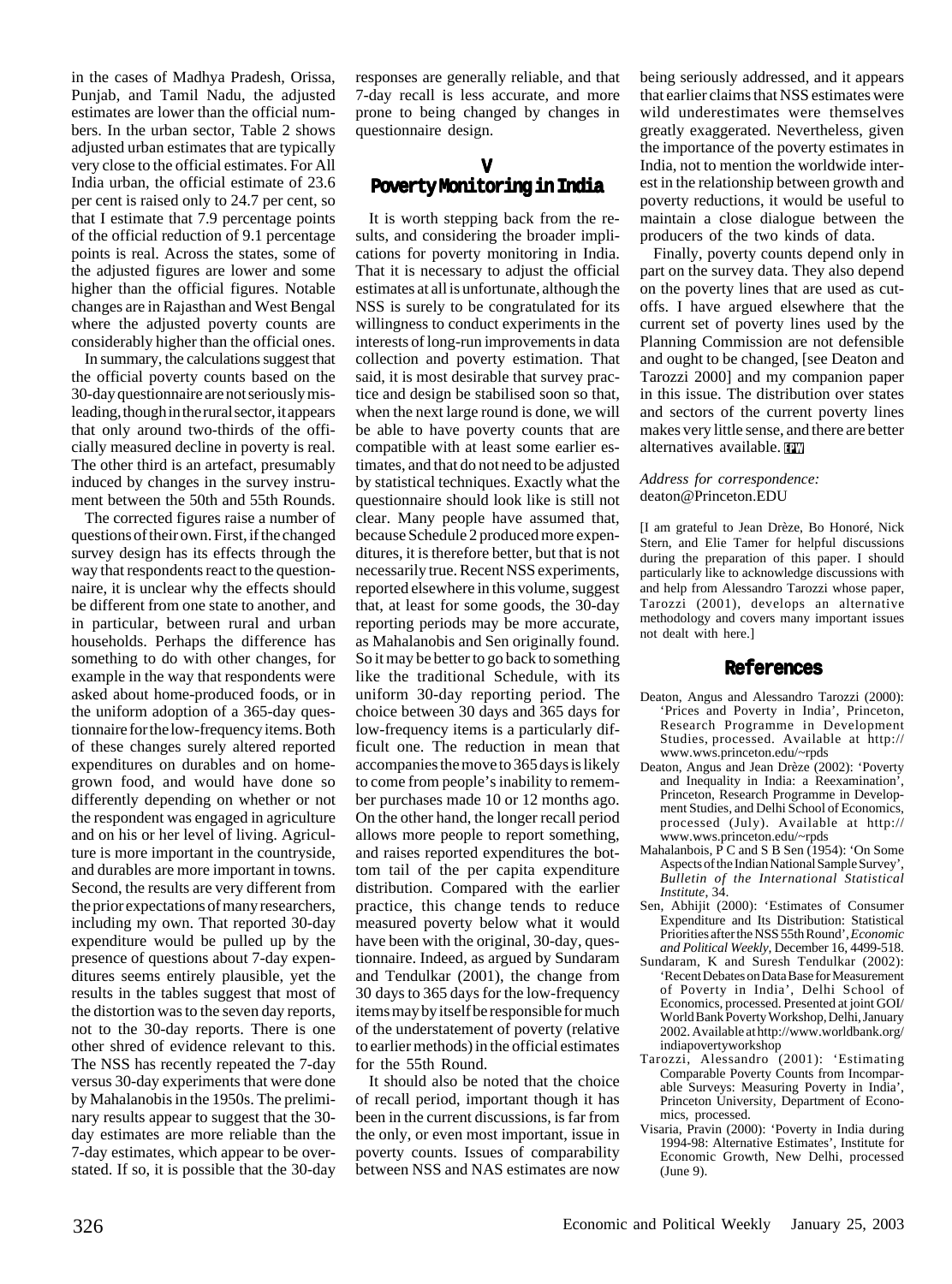in the cases of Madhya Pradesh, Orissa, Punjab, and Tamil Nadu, the adjusted estimates are lower than the official numbers. In the urban sector, Table 2 shows adjusted urban estimates that are typically very close to the official estimates. For All India urban, the official estimate of 23.6 per cent is raised only to 24.7 per cent, so that I estimate that 7.9 percentage points of the official reduction of 9.1 percentage points is real. Across the states, some of the adjusted figures are lower and some higher than the official figures. Notable changes are in Rajasthan and West Bengal where the adjusted poverty counts are considerably higher than the official ones.

In summary, the calculations suggest that the official poverty counts based on the 30-day questionnaire are not seriously misleading, though in the rural sector, it appears that only around two-thirds of the officially measured decline in poverty is real. The other third is an artefact, presumably induced by changes in the survey instrument between the 50th and 55th Rounds.

The corrected figures raise a number of questions of their own. First, if the changed survey design has its effects through the way that respondents react to the questionnaire, it is unclear why the effects should be different from one state to another, and in particular, between rural and urban households. Perhaps the difference has something to do with other changes, for example in the way that respondents were asked about home-produced foods, or in the uniform adoption of a 365-day questionnaire for the low-frequency items. Both of these changes surely altered reported expenditures on durables and on home-grown food, and would have done so differently depending on whether or not the respondent was engaged in agriculture and on his or her level of living. Agriculture is more important in the countryside, and durables are more important in towns. Second, the results are very different from the prior expectations of many researchers, including my own. That reported 30-day expenditure would be pulled up by the presence of questions about 7-day expenditures seems entirely plausible, yet the results in the tables suggest that most of the distortion was to the seven day reports, not to the 30-day reports. There is one other shred of evidence relevant to this. The NSS has recently repeated the 7-day versus 30-day experiments that were done by Mahalanobis in the 1950s. The preliminary results appear to suggest that the 30-day estimates are more reliable than the 7-day estimates, which appear to be overstated. If so, it is possible that the 30-day responses are generally reliable, and that 7-day recall is less accurate, and more prone to being changed by changes in questionnaire design.

## V
## Poverty Monitoring in India

It is worth stepping back from the results, and considering the broader implications for poverty monitoring in India. That it is necessary to adjust the official estimates at all is unfortunate, although the NSS is surely to be congratulated for its willingness to conduct experiments in the interests of long-run improvements in data collection and poverty estimation. That said, it is most desirable that survey practice and design be stabilised soon so that, when the next large round is done, we will be able to have poverty counts that are compatible with at least some earlier estimates, and that do not need to be adjusted by statistical techniques. Exactly what the questionnaire should look like is still not clear. Many people have assumed that, because Schedule 2 produced more expenditures, it is therefore better, but that is not necessarily true. Recent NSS experiments, reported elsewhere in this volume, suggest that, at least for some goods, the 30-day reporting periods may be more accurate, as Mahalanobis and Sen originally found. So it may be better to go back to something like the traditional Schedule, with its uniform 30-day reporting period. The choice between 30 days and 365 days for low-frequency items is a particularly difficult one. The reduction in mean that accompanies the move to 365 days is likely to come from people's inability to remember purchases made 10 or 12 months ago. On the other hand, the longer recall period allows more people to report something, and raises reported expenditures the bottom tail of the per capita expenditure distribution. Compared with the earlier practice, this change tends to reduce measured poverty below what it would have been with the original, 30-day, questionnaire. Indeed, as argued by Sundaram and Tendulkar (2001), the change from 30 days to 365 days for the low-frequency items may by itself be responsible for much of the understatement of poverty (relative to earlier methods) in the official estimates for the 55th Round.

It should also be noted that the choice of recall period, important though it has been in the current discussions, is far from the only, or even most important, issue in poverty counts. Issues of comparability between NSS and NAS estimates are now being seriously addressed, and it appears that earlier claims that NSS estimates were wild underestimates were themselves greatly exaggerated. Nevertheless, given the importance of the poverty estimates in India, not to mention the worldwide interest in the relationship between growth and poverty reductions, it would be useful to maintain a close dialogue between the producers of the two kinds of data.

Finally, poverty counts depend only in part on the survey data. They also depend on the poverty lines that are used as cutoffs. I have argued elsewhere that the current set of poverty lines used by the Planning Commission are not defensible and ought to be changed, [see Deaton and Tarozzi 2000] and my companion paper in this issue. The distribution over states and sectors of the current poverty lines makes very little sense, and there are better alternatives available.

*Address for correspondence:*
deaton@Princeton.EDU

[I am grateful to Jean Drèze, Bo Honoré, Nick Stern, and Elie Tamer for helpful discussions during the preparation of this paper. I should particularly like to acknowledge discussions with and help from Alessandro Tarozzi whose paper, Tarozzi (2001), develops an alternative methodology and covers many important issues not dealt with here.]

## References

Deaton, Angus and Alessandro Tarozzi (2000): 'Prices and Poverty in India', Princeton, Research Programme in Development Studies, processed. Available at http://www.wws.princeton.edu/~rpds

Deaton, Angus and Jean Drèze (2002): 'Poverty and Inequality in India: a Reexamination', Princeton, Research Programme in Development Studies, and Delhi School of Economics, processed (July). Available at http://www.wws.princeton.edu/~rpds

Mahalanbois, P C and S B Sen (1954): 'On Some Aspects of the Indian National Sample Survey', *Bulletin of the International Statistical Institute*, 34.

Sen, Abhijit (2000): 'Estimates of Consumer Expenditure and Its Distribution: Statistical Priorities after the NSS 55th Round', *Economic and Political Weekly*, December 16, 4499-518.

Sundaram, K and Suresh Tendulkar (2002): 'Recent Debates on Data Base for Measurement of Poverty in India', Delhi School of Economics, processed. Presented at joint GOI/World Bank Poverty Workshop, Delhi, January 2002. Available at http://www.worldbank.org/indiapovertyworkshop

Tarozzi, Alessandro (2001): 'Estimating Comparable Poverty Counts from Incomparable Surveys: Measuring Poverty in India', Princeton University, Department of Economics, processed.

Visaria, Pravin (2000): 'Poverty in India during 1994-98: Alternative Estimates', Institute for Economic Growth, New Delhi, processed (June 9).